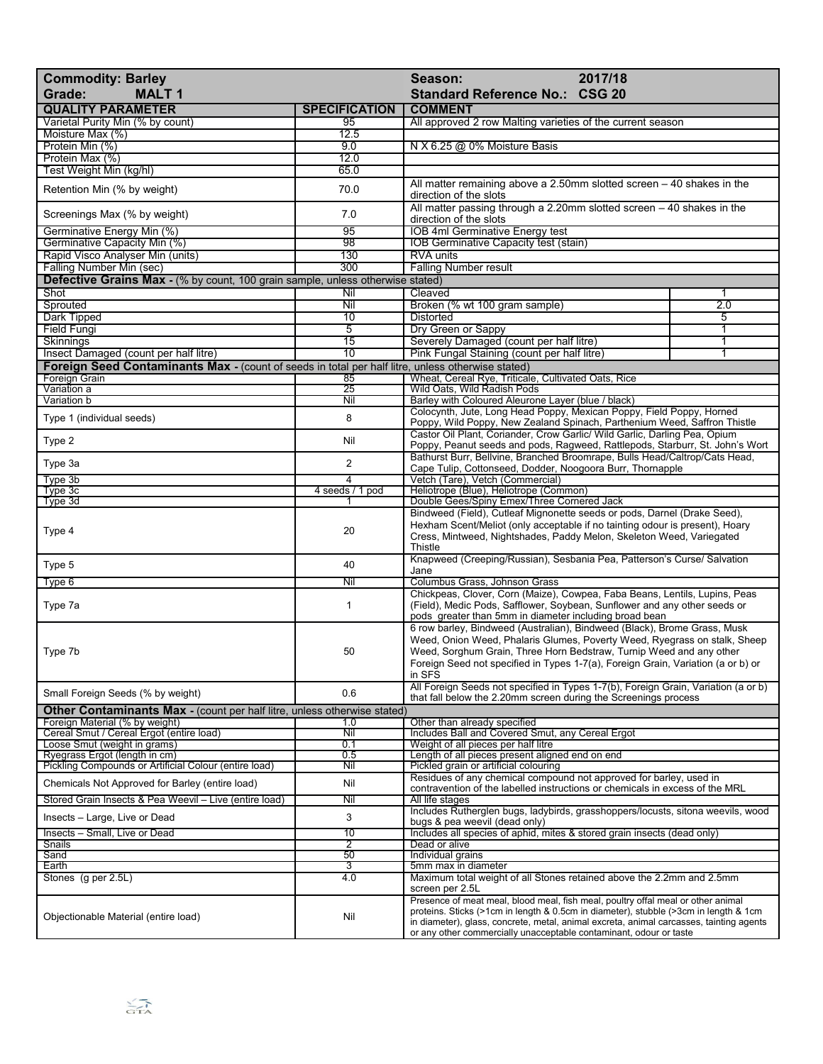| Commodity: Barley<br>Grade: MALT 1 | | Season: 2017/18<br>Standard Reference No.: CSG 20 | |
|---|---|---|---|
| **QUALITY PARAMETER** | **SPECIFICATION** | **COMMENT** | |
| Varietal Purity Min (% by count) | 95 | All approved 2 row Malting varieties of the current season | |
| Moisture Max (%) | 12.5 | | |
| Protein Min (%) | 9.0 | N X 6.25 @ 0% Moisture Basis | |
| Protein Max (%) | 12.0 | | |
| Test Weight Min (kg/hl) | 65.0 | | |
| Retention Min (% by weight) | 70.0 | All matter remaining above a 2.50mm slotted screen – 40 shakes in the direction of the slots | |
| Screenings Max (% by weight) | 7.0 | All matter passing through a 2.20mm slotted screen – 40 shakes in the direction of the slots | |
| Germinative Energy Min (%) | 95 | IOB 4ml Germinative Energy test | |
| Germinative Capacity Min (%) | 98 | IOB Germinative Capacity test (stain) | |
| Rapid Visco Analyser Min (units) | 130 | RVA units | |
| Falling Number Min (sec) | 300 | Falling Number result | |
| **Defective Grains Max -** (% by count, 100 grain sample, unless otherwise stated) | | | |
| Shot | Nil | Cleaved | 1 |
| Sprouted | Nil | Broken (% wt 100 gram sample) | 2.0 |
| Dark Tipped | 10 | Distorted | 5 |
| Field Fungi | 5 | Dry Green or Sappy | 1 |
| Skinnings | 15 | Severely Damaged (count per half litre) | 1 |
| Insect Damaged (count per half litre) | 10 | Pink Fungal Staining (count per half litre) | 1 |
| **Foreign Seed Contaminants Max -** (count of seeds in total per half litre, unless otherwise stated) | | | |
| Foreign Grain | 85 | Wheat, Cereal Rye, Triticale, Cultivated Oats, Rice | |
| Variation a | 25 | Wild Oats, Wild Radish Pods | |
| Variation b | Nil | Barley with Coloured Aleurone Layer (blue / black) | |
| Type 1 (individual seeds) | 8 | Colocynth, Jute, Long Head Poppy, Mexican Poppy, Field Poppy, Horned Poppy, Wild Poppy, New Zealand Spinach, Parthenium Weed, Saffron Thistle | |
| Type 2 | Nil | Castor Oil Plant, Coriander, Crow Garlic/ Wild Garlic, Darling Pea, Opium Poppy, Peanut seeds and pods, Ragweed, Rattlepods, Starburr, St. John's Wort | |
| Type 3a | 2 | Bathurst Burr, Bellvine, Branched Broomrape, Bulls Head/Caltrop/Cats Head, Cape Tulip, Cottonseed, Dodder, Noogoora Burr, Thornapple | |
| Type 3b | 4 | Vetch (Tare), Vetch (Commercial) | |
| Type 3c | 4 seeds / 1 pod | Heliotrope (Blue), Heliotrope (Common) | |
| Type 3d | 1 | Double Gees/Spiny Emex/Three Cornered Jack | |
| Type 4 | 20 | Bindweed (Field), Cutleaf Mignonette seeds or pods, Darnel (Drake Seed), Hexham Scent/Meliot (only acceptable if no tainting odour is present), Hoary Cress, Mintweed, Nightshades, Paddy Melon, Skeleton Weed, Variegated Thistle | |
| Type 5 | 40 | Knapweed (Creeping/Russian), Sesbania Pea, Patterson's Curse/ Salvation Jane | |
| Type 6 | Nil | Columbus Grass, Johnson Grass | |
| Type 7a | 1 | Chickpeas, Clover, Corn (Maize), Cowpea, Faba Beans, Lentils, Lupins, Peas (Field), Medic Pods, Safflower, Soybean, Sunflower and any other seeds or pods greater than 5mm in diameter including broad bean | |
| Type 7b | 50 | 6 row barley, Bindweed (Australian), Bindweed (Black), Brome Grass, Musk Weed, Onion Weed, Phalaris Glumes, Poverty Weed, Ryegrass on stalk, Sheep Weed, Sorghum Grain, Three Horn Bedstraw, Turnip Weed and any other Foreign Seed not specified in Types 1-7(a), Foreign Grain, Variation (a or b) or in SFS | |
| Small Foreign Seeds (% by weight) | 0.6 | All Foreign Seeds not specified in Types 1-7(b), Foreign Grain, Variation (a or b) that fall below the 2.20mm screen during the Screenings process | |
| **Other Contaminants Max -** (count per half litre, unless otherwise stated) | | | |
| Foreign Material (% by weight) | 1.0 | Other than already specified | |
| Cereal Smut / Cereal Ergot (entire load) | Nil | Includes Ball and Covered Smut, any Cereal Ergot | |
| Loose Smut (weight in grams) | 0.1 | Weight of all pieces per half litre | |
| Ryegrass Ergot (length in cm) | 0.5 | Length of all pieces present aligned end on end | |
| Pickling Compounds or Artificial Colour (entire load) | Nil | Pickled grain or artificial colouring | |
| Chemicals Not Approved for Barley (entire load) | Nil | Residues of any chemical compound not approved for barley, used in contravention of the labelled instructions or chemicals in excess of the MRL | |
| Stored Grain Insects & Pea Weevil – Live (entire load) | Nil | All life stages | |
| Insects – Large, Live or Dead | 3 | Includes Rutherglen bugs, ladybirds, grasshoppers/locusts, sitona weevils, wood bugs & pea weevil (dead only) | |
| Insects – Small, Live or Dead | 10 | Includes all species of aphid, mites & stored grain insects (dead only) | |
| Snails | 2 | Dead or alive | |
| Sand | 50 | Individual grains | |
| Earth | 3 | 5mm max in diameter | |
| Stones (g per 2.5L) | 4.0 | Maximum total weight of all Stones retained above the 2.2mm and 2.5mm screen per 2.5L | |
| Objectionable Material (entire load) | Nil | Presence of meat meal, blood meal, fish meal, poultry offal meal or other animal proteins. Sticks (>1cm in length & 0.5cm in diameter), stubble (>3cm in length & 1cm in diameter), glass, concrete, metal, animal excreta, animal carcasses, tainting agents or any other commercially unacceptable contaminant, odour or taste | |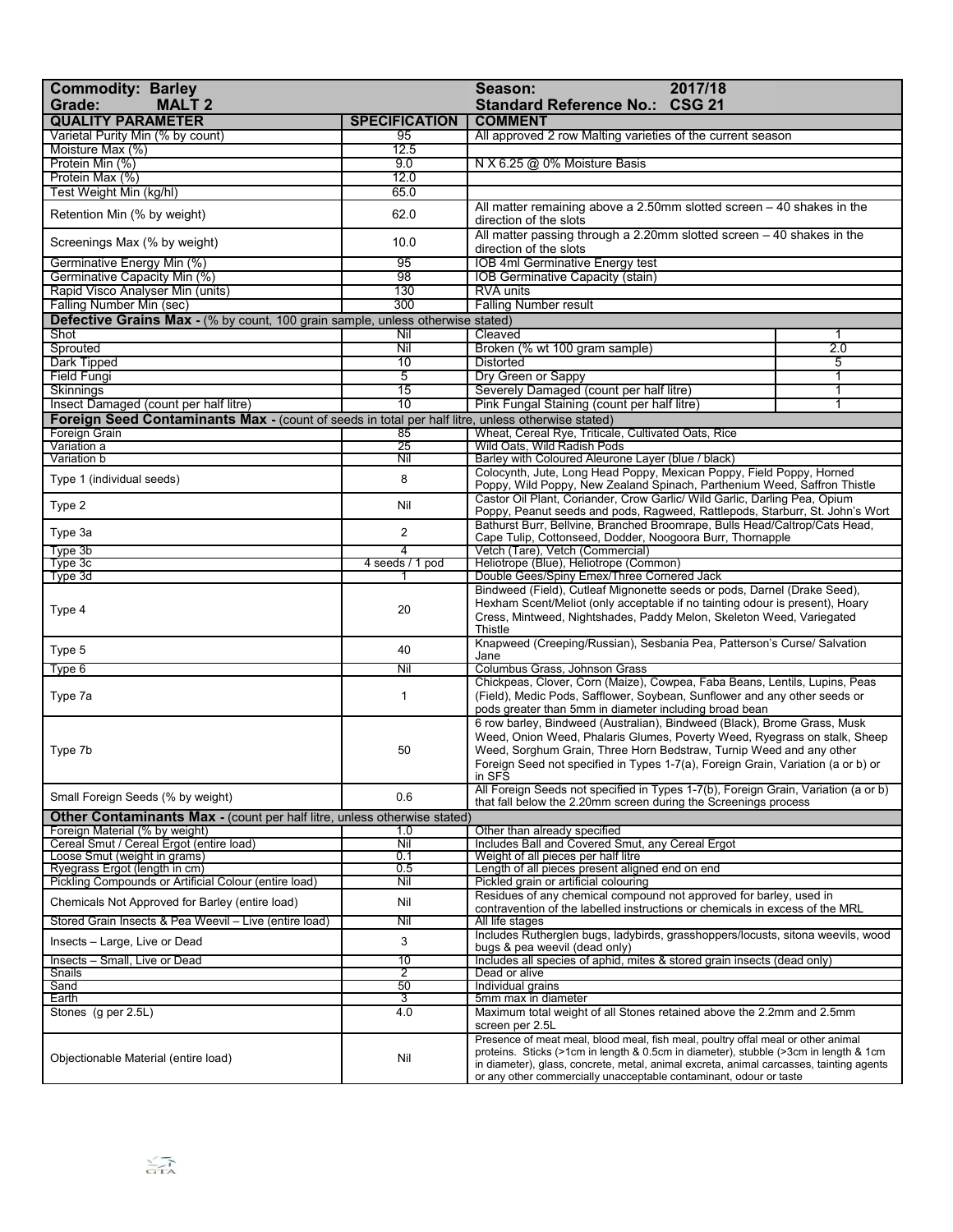| Commodity: Barley<br>Grade: MALT 2 | | Season: 2017/18<br>Standard Reference No.: CSG 21 | |
|---|---|---|---|
| **QUALITY PARAMETER** | **SPECIFICATION** | **COMMENT** | |
| Varietal Purity Min (% by count) | 95 | All approved 2 row Malting varieties of the current season | |
| Moisture Max (%) | 12.5 | | |
| Protein Min (%) | 9.0 | N X 6.25 @ 0% Moisture Basis | |
| Protein Max (%) | 12.0 | | |
| Test Weight Min (kg/hl) | 65.0 | | |
| Retention Min (% by weight) | 62.0 | All matter remaining above a 2.50mm slotted screen – 40 shakes in the direction of the slots | |
| Screenings Max (% by weight) | 10.0 | All matter passing through a 2.20mm slotted screen – 40 shakes in the direction of the slots | |
| Germinative Energy Min (%) | 95 | IOB 4ml Germinative Energy test | |
| Germinative Capacity Min (%) | 98 | IOB Germinative Capacity (stain) | |
| Rapid Visco Analyser Min (units) | 130 | RVA units | |
| Falling Number Min (sec) | 300 | Falling Number result | |
| **Defective Grains Max** - (% by count, 100 grain sample, unless otherwise stated) | | | |
| Shot | Nil | Cleaved | 1 |
| Sprouted | Nil | Broken (% wt 100 gram sample) | 2.0 |
| Dark Tipped | 10 | Distorted | 5 |
| Field Fungi | 5 | Dry Green or Sappy | 1 |
| Skinnings | 15 | Severely Damaged (count per half litre) | 1 |
| Insect Damaged (count per half litre) | 10 | Pink Fungal Staining (count per half litre) | 1 |
| **Foreign Seed Contaminants Max** - (count of seeds in total per half litre, unless otherwise stated) | | | |
| Foreign Grain | 85 | Wheat, Cereal Rye, Triticale, Cultivated Oats, Rice | |
| Variation a | 25 | Wild Oats, Wild Radish Pods | |
| Variation b | Nil | Barley with Coloured Aleurone Layer (blue / black) | |
| Type 1 (individual seeds) | 8 | Colocynth, Jute, Long Head Poppy, Mexican Poppy, Field Poppy, Horned Poppy, Wild Poppy, New Zealand Spinach, Parthenium Weed, Saffron Thistle | |
| Type 2 | Nil | Castor Oil Plant, Coriander, Crow Garlic/ Wild Garlic, Darling Pea, Opium Poppy, Peanut seeds and pods, Ragweed, Rattlepods, Starburr, St. John's Wort | |
| Type 3a | 2 | Bathurst Burr, Bellvine, Branched Broomrape, Bulls Head/Caltrop/Cats Head, Cape Tulip, Cottonseed, Dodder, Noogoora Burr, Thornapple | |
| Type 3b | 4 | Vetch (Tare), Vetch (Commercial) | |
| Type 3c | 4 seeds / 1 pod | Heliotrope (Blue), Heliotrope (Common) | |
| Type 3d | 1 | Double Gees/Spiny Emex/Three Cornered Jack | |
| Type 4 | 20 | Bindweed (Field), Cutleaf Mignonette seeds or pods, Darnel (Drake Seed), Hexham Scent/Meliot (only acceptable if no tainting odour is present), Hoary Cress, Mintweed, Nightshades, Paddy Melon, Skeleton Weed, Variegated Thistle | |
| Type 5 | 40 | Knapweed (Creeping/Russian), Sesbania Pea, Patterson's Curse/ Salvation Jane | |
| Type 6 | Nil | Columbus Grass, Johnson Grass | |
| Type 7a | 1 | Chickpeas, Clover, Corn (Maize), Cowpea, Faba Beans, Lentils, Lupins, Peas (Field), Medic Pods, Safflower, Soybean, Sunflower and any other seeds or pods greater than 5mm in diameter including broad bean | |
| Type 7b | 50 | 6 row barley, Bindweed (Australian), Bindweed (Black), Brome Grass, Musk Weed, Onion Weed, Phalaris Glumes, Poverty Weed, Ryegrass on stalk, Sheep Weed, Sorghum Grain, Three Horn Bedstraw, Turnip Weed and any other Foreign Seed not specified in Types 1-7(a), Foreign Grain, Variation (a or b) or in SFS | |
| Small Foreign Seeds (% by weight) | 0.6 | All Foreign Seeds not specified in Types 1-7(b), Foreign Grain, Variation (a or b) that fall below the 2.20mm screen during the Screenings process | |
| **Other Contaminants Max** - (count per half litre, unless otherwise stated) | | | |
| Foreign Material (% by weight) | 1.0 | Other than already specified | |
| Cereal Smut / Cereal Ergot (entire load) | Nil | Includes Ball and Covered Smut, any Cereal Ergot | |
| Loose Smut (weight in grams) | 0.1 | Weight of all pieces per half litre | |
| Ryegrass Ergot (length in cm) | 0.5 | Length of all pieces present aligned end on end | |
| Pickling Compounds or Artificial Colour (entire load) | Nil | Pickled grain or artificial colouring | |
| Chemicals Not Approved for Barley (entire load) | Nil | Residues of any chemical compound not approved for barley, used in contravention of the labelled instructions or chemicals in excess of the MRL | |
| Stored Grain Insects & Pea Weevil – Live (entire load) | Nil | All life stages | |
| Insects – Large, Live or Dead | 3 | Includes Rutherglen bugs, ladybirds, grasshoppers/locusts, sitona weevils, wood bugs & pea weevil (dead only) | |
| Insects – Small, Live or Dead | 10 | Includes all species of aphid, mites & stored grain insects (dead only) | |
| Snails | 2 | Dead or alive | |
| Sand | 50 | Individual grains | |
| Earth | 3 | 5mm max in diameter | |
| Stones (g per 2.5L) | 4.0 | Maximum total weight of all Stones retained above the 2.2mm and 2.5mm screen per 2.5L | |
| Objectionable Material (entire load) | Nil | Presence of meat meal, blood meal, fish meal, poultry offal meal or other animal proteins. Sticks (>1cm in length & 0.5cm in diameter), stubble (>3cm in length & 1cm in diameter), glass, concrete, metal, animal excreta, animal carcasses, tainting agents or any other commercially unacceptable contaminant, odour or taste | |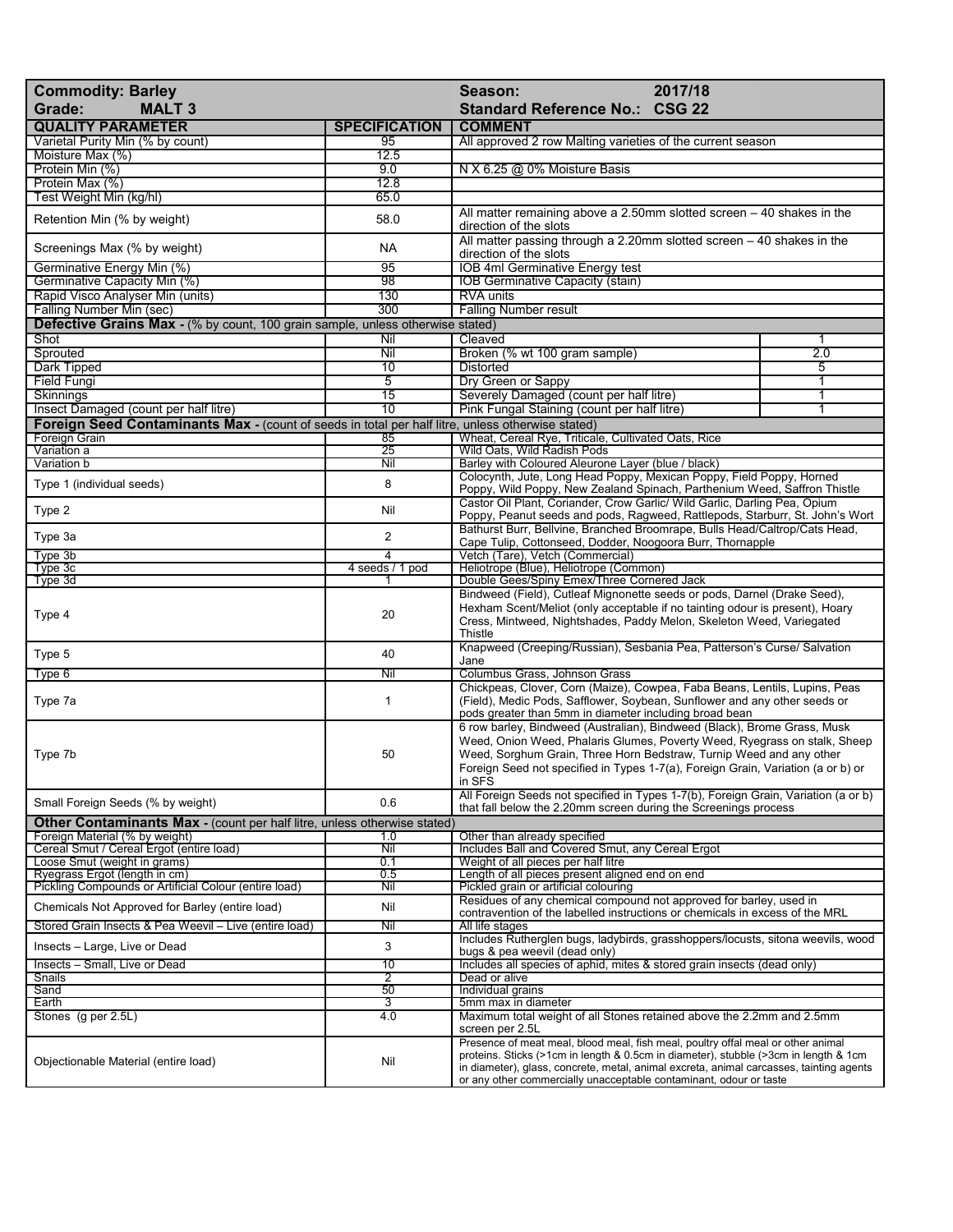| **Commodity: Barley** | | **Season: 2017/18** | |
|---|---|---|---|
| **Grade: MALT 3** | | **Standard Reference No.: CSG 22** | |
| **QUALITY PARAMETER** | **SPECIFICATION** | **COMMENT** | |
| Varietal Purity Min (% by count) | 95 | All approved 2 row Malting varieties of the current season | |
| Moisture Max (%) | 12.5 | | |
| Protein Min (%) | 9.0 | N X 6.25 @ 0% Moisture Basis | |
| Protein Max (%) | 12.8 | | |
| Test Weight Min (kg/hl) | 65.0 | | |
| Retention Min (% by weight) | 58.0 | All matter remaining above a 2.50mm slotted screen – 40 shakes in the direction of the slots | |
| Screenings Max (% by weight) | NA | All matter passing through a 2.20mm slotted screen – 40 shakes in the direction of the slots | |
| Germinative Energy Min (%) | 95 | IOB 4ml Germinative Energy test | |
| Germinative Capacity Min (%) | 98 | IOB Germinative Capacity (stain) | |
| Rapid Visco Analyser Min (units) | 130 | RVA units | |
| Falling Number Min (sec) | 300 | Falling Number result | |
| **Defective Grains Max -** (% by count, 100 grain sample, unless otherwise stated) | | | |
| Shot | Nil | Cleaved | 1 |
| Sprouted | Nil | Broken (% wt 100 gram sample) | 2.0 |
| Dark Tipped | 10 | Distorted | 5 |
| Field Fungi | 5 | Dry Green or Sappy | 1 |
| Skinnings | 15 | Severely Damaged (count per half litre) | 1 |
| Insect Damaged (count per half litre) | 10 | Pink Fungal Staining (count per half litre) | 1 |
| **Foreign Seed Contaminants Max -** (count of seeds in total per half litre, unless otherwise stated) | | | |
| Foreign Grain | 85 | Wheat, Cereal Rye, Triticale, Cultivated Oats, Rice | |
| Variation a | 25 | Wild Oats, Wild Radish Pods | |
| Variation b | Nil | Barley with Coloured Aleurone Layer (blue / black) | |
| Type 1 (individual seeds) | 8 | Colocynth, Jute, Long Head Poppy, Mexican Poppy, Field Poppy, Horned Poppy, Wild Poppy, New Zealand Spinach, Parthenium Weed, Saffron Thistle | |
| Type 2 | Nil | Castor Oil Plant, Coriander, Crow Garlic/ Wild Garlic, Darling Pea, Opium Poppy, Peanut seeds and pods, Ragweed, Rattlepods, Starburr, St. John's Wort | |
| Type 3a | 2 | Bathurst Burr, Bellvine, Branched Broomrape, Bulls Head/Caltrop/Cats Head, Cape Tulip, Cottonseed, Dodder, Noogoora Burr, Thornapple | |
| Type 3b | 4 | Vetch (Tare), Vetch (Commercial) | |
| Type 3c | 4 seeds / 1 pod | Heliotrope (Blue), Heliotrope (Common) | |
| Type 3d | 1 | Double Gees/Spiny Emex/Three Cornered Jack | |
| Type 4 | 20 | Bindweed (Field), Cutleaf Mignonette seeds or pods, Darnel (Drake Seed), Hexham Scent/Meliot (only acceptable if no tainting odour is present), Hoary Cress, Mintweed, Nightshades, Paddy Melon, Skeleton Weed, Variegated Thistle | |
| Type 5 | 40 | Knapweed (Creeping/Russian), Sesbania Pea, Patterson's Curse/ Salvation Jane | |
| Type 6 | Nil | Columbus Grass, Johnson Grass | |
| Type 7a | 1 | Chickpeas, Clover, Corn (Maize), Cowpea, Faba Beans, Lentils, Lupins, Peas (Field), Medic Pods, Safflower, Soybean, Sunflower and any other seeds or pods greater than 5mm in diameter including broad bean | |
| Type 7b | 50 | 6 row barley, Bindweed (Australian), Bindweed (Black), Brome Grass, Musk Weed, Onion Weed, Phalaris Glumes, Poverty Weed, Ryegrass on stalk, Sheep Weed, Sorghum Grain, Three Horn Bedstraw, Turnip Weed and any other Foreign Seed not specified in Types 1-7(a), Foreign Grain, Variation (a or b) or in SFS | |
| Small Foreign Seeds (% by weight) | 0.6 | All Foreign Seeds not specified in Types 1-7(b), Foreign Grain, Variation (a or b) that fall below the 2.20mm screen during the Screenings process | |
| **Other Contaminants Max -** (count per half litre, unless otherwise stated) | | | |
| Foreign Material (% by weight) | 1.0 | Other than already specified | |
| Cereal Smut / Cereal Ergot (entire load) | Nil | Includes Ball and Covered Smut, any Cereal Ergot | |
| Loose Smut (weight in grams) | 0.1 | Weight of all pieces per half litre | |
| Ryegrass Ergot (length in cm) | 0.5 | Length of all pieces present aligned end on end | |
| Pickling Compounds or Artificial Colour (entire load) | Nil | Pickled grain or artificial colouring | |
| Chemicals Not Approved for Barley (entire load) | Nil | Residues of any chemical compound not approved for barley, used in contravention of the labelled instructions or chemicals in excess of the MRL | |
| Stored Grain Insects & Pea Weevil – Live (entire load) | Nil | All life stages | |
| Insects – Large, Live or Dead | 3 | Includes Rutherglen bugs, ladybirds, grasshoppers/locusts, sitona weevils, wood bugs & pea weevil (dead only) | |
| Insects – Small, Live or Dead | 10 | Includes all species of aphid, mites & stored grain insects (dead only) | |
| Snails | 2 | Dead or alive | |
| Sand | 50 | Individual grains | |
| Earth | 3 | 5mm max in diameter | |
| Stones (g per 2.5L) | 4.0 | Maximum total weight of all Stones retained above the 2.2mm and 2.5mm screen per 2.5L | |
| Objectionable Material (entire load) | Nil | Presence of meat meal, blood meal, fish meal, poultry offal meal or other animal proteins. Sticks (>1cm in length & 0.5cm in diameter), stubble (>3cm in length & 1cm in diameter), glass, concrete, metal, animal excreta, animal carcasses, tainting agents or any other commercially unacceptable contaminant, odour or taste | |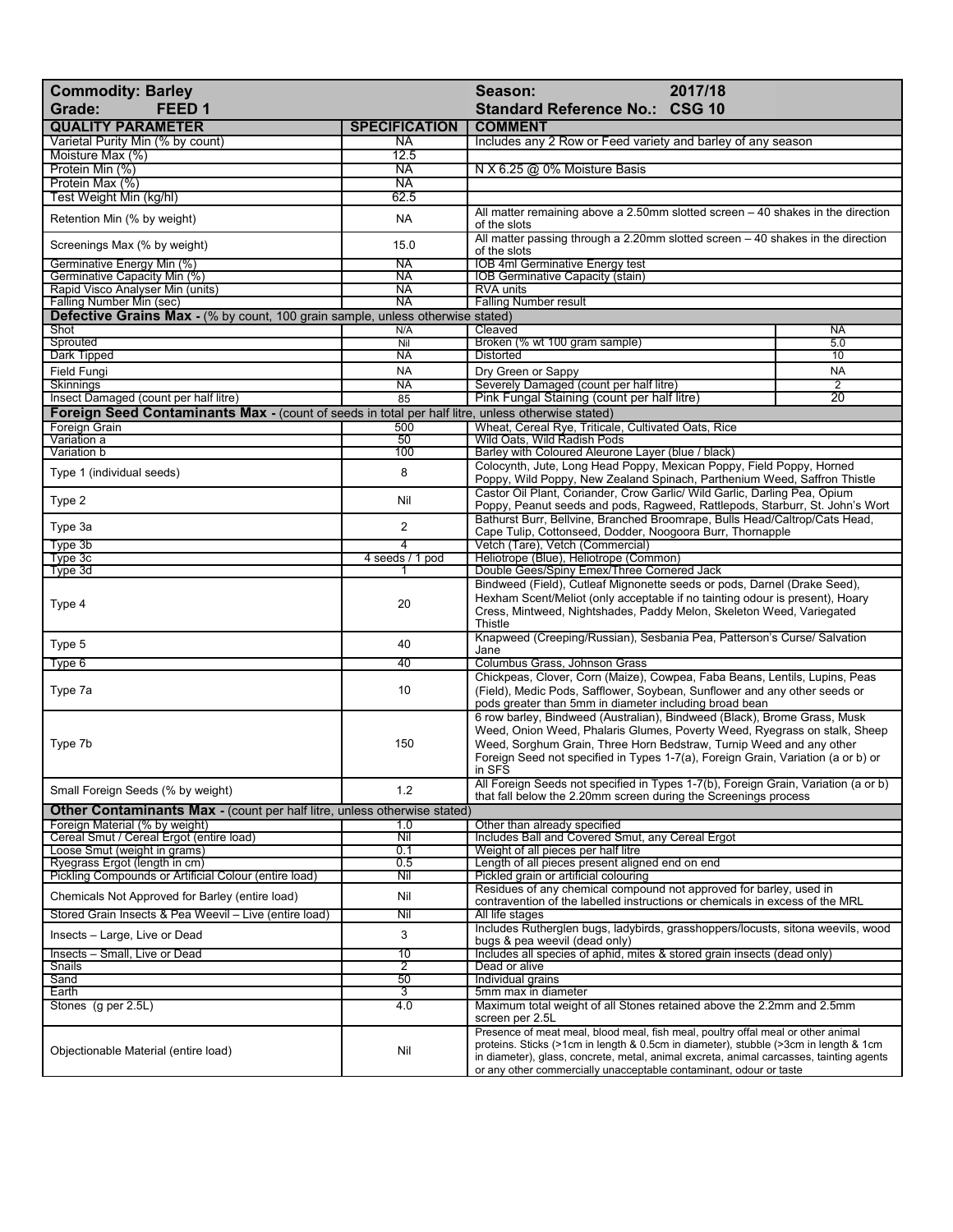| **Commodity: Barley** | | **Season: 2017/18** | |
|---|---|---|---|
| **Grade: FEED 1** | | **Standard Reference No.: CSG 10** | |
| **QUALITY PARAMETER** | **SPECIFICATION** | **COMMENT** | |
| Varietal Purity Min (% by count) | NA | Includes any 2 Row or Feed variety and barley of any season | |
| Moisture Max (%) | 12.5 | | |
| Protein Min (%) | NA | N X 6.25 @ 0% Moisture Basis | |
| Protein Max (%) | NA | | |
| Test Weight Min (kg/hl) | 62.5 | | |
| Retention Min (% by weight) | NA | All matter remaining above a 2.50mm slotted screen – 40 shakes in the direction of the slots | |
| Screenings Max (% by weight) | 15.0 | All matter passing through a 2.20mm slotted screen – 40 shakes in the direction of the slots | |
| Germinative Energy Min (%) | NA | IOB 4ml Germinative Energy test | |
| Germinative Capacity Min (%) | NA | IOB Germinative Capacity (stain) | |
| Rapid Visco Analyser Min (units) | NA | RVA units | |
| Falling Number Min (sec) | NA | Falling Number result | |
| **Defective Grains Max -** (% by count, 100 grain sample, unless otherwise stated) | | | |
| Shot | N/A | Cleaved | NA |
| Sprouted | Nil | Broken (% wt 100 gram sample) | 5.0 |
| Dark Tipped | NA | Distorted | 10 |
| Field Fungi | NA | Dry Green or Sappy | NA |
| Skinnings | NA | Severely Damaged (count per half litre) | 2 |
| Insect Damaged (count per half litre) | 85 | Pink Fungal Staining (count per half litre) | 20 |
| **Foreign Seed Contaminants Max -** (count of seeds in total per half litre, unless otherwise stated) | | | |
| Foreign Grain | 500 | Wheat, Cereal Rye, Triticale, Cultivated Oats, Rice | |
| Variation a | 50 | Wild Oats, Wild Radish Pods | |
| Variation b | 100 | Barley with Coloured Aleurone Layer (blue / black) | |
| Type 1 (individual seeds) | 8 | Colocynth, Jute, Long Head Poppy, Mexican Poppy, Field Poppy, Horned Poppy, Wild Poppy, New Zealand Spinach, Parthenium Weed, Saffron Thistle | |
| Type 2 | Nil | Castor Oil Plant, Coriander, Crow Garlic/ Wild Garlic, Darling Pea, Opium Poppy, Peanut seeds and pods, Ragweed, Rattlepods, Starburr, St. John's Wort | |
| Type 3a | 2 | Bathurst Burr, Bellvine, Branched Broomrape, Bulls Head/Caltrop/Cats Head, Cape Tulip, Cottonseed, Dodder, Noogoora Burr, Thornapple | |
| Type 3b | 4 | Vetch (Tare), Vetch (Commercial) | |
| Type 3c | 4 seeds / 1 pod | Heliotrope (Blue), Heliotrope (Common) | |
| Type 3d | 1 | Double Gees/Spiny Emex/Three Cornered Jack | |
| Type 4 | 20 | Bindweed (Field), Cutleaf Mignonette seeds or pods, Darnel (Drake Seed), Hexham Scent/Meliot (only acceptable if no tainting odour is present), Hoary Cress, Mintweed, Nightshades, Paddy Melon, Skeleton Weed, Variegated Thistle | |
| Type 5 | 40 | Knapweed (Creeping/Russian), Sesbania Pea, Patterson's Curse/ Salvation Jane | |
| Type 6 | 40 | Columbus Grass, Johnson Grass | |
| Type 7a | 10 | Chickpeas, Clover, Corn (Maize), Cowpea, Faba Beans, Lentils, Lupins, Peas (Field), Medic Pods, Safflower, Soybean, Sunflower and any other seeds or pods greater than 5mm in diameter including broad bean | |
| Type 7b | 150 | 6 row barley, Bindweed (Australian), Bindweed (Black), Brome Grass, Musk Weed, Onion Weed, Phalaris Glumes, Poverty Weed, Ryegrass on stalk, Sheep Weed, Sorghum Grain, Three Horn Bedstraw, Turnip Weed and any other Foreign Seed not specified in Types 1-7(a), Foreign Grain, Variation (a or b) or in SFS | |
| Small Foreign Seeds (% by weight) | 1.2 | All Foreign Seeds not specified in Types 1-7(b), Foreign Grain, Variation (a or b) that fall below the 2.20mm screen during the Screenings process | |
| **Other Contaminants Max -** (count per half litre, unless otherwise stated) | | | |
| Foreign Material (% by weight) | 1.0 | Other than already specified | |
| Cereal Smut / Cereal Ergot (entire load) | Nil | Includes Ball and Covered Smut, any Cereal Ergot | |
| Loose Smut (weight in grams) | 0.1 | Weight of all pieces per half litre | |
| Ryegrass Ergot (length in cm) | 0.5 | Length of all pieces present aligned end on end | |
| Pickling Compounds or Artificial Colour (entire load) | Nil | Pickled grain or artificial colouring | |
| Chemicals Not Approved for Barley (entire load) | Nil | Residues of any chemical compound not approved for barley, used in contravention of the labelled instructions or chemicals in excess of the MRL | |
| Stored Grain Insects & Pea Weevil – Live (entire load) | Nil | All life stages | |
| Insects – Large, Live or Dead | 3 | Includes Rutherglen bugs, ladybirds, grasshoppers/locusts, sitona weevils, wood bugs & pea weevil (dead only) | |
| Insects – Small, Live or Dead | 10 | Includes all species of aphid, mites & stored grain insects (dead only) | |
| Snails | 2 | Dead or alive | |
| Sand | 50 | Individual grains | |
| Earth | 3 | 5mm max in diameter | |
| Stones (g per 2.5L) | 4.0 | Maximum total weight of all Stones retained above the 2.2mm and 2.5mm screen per 2.5L | |
| Objectionable Material (entire load) | Nil | Presence of meat meal, blood meal, fish meal, poultry offal meal or other animal proteins. Sticks (>1cm in length & 0.5cm in diameter), stubble (>3cm in length & 1cm in diameter), glass, concrete, metal, animal excreta, animal carcasses, tainting agents or any other commercially unacceptable contaminant, odour or taste | |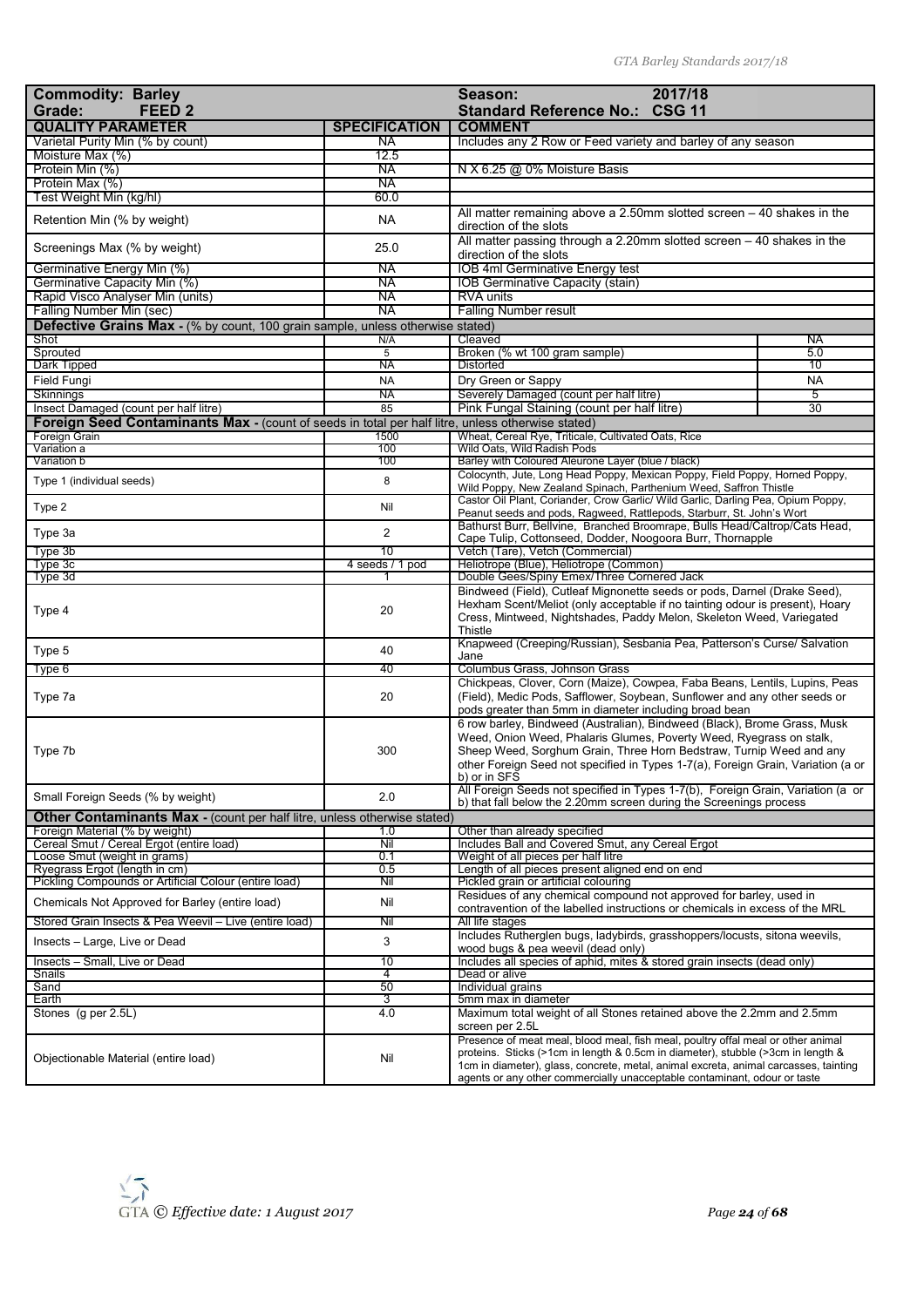| Commodity: Barley<br>Grade: FEED 2 | | Season: 2017/18<br>Standard Reference No.: CSG 11 | |
|---|---|---|---|
| **QUALITY PARAMETER** | **SPECIFICATION** | **COMMENT** | |
| Varietal Purity Min (% by count) | NA | Includes any 2 Row or Feed variety and barley of any season | |
| Moisture Max (%) | 12.5 | | |
| Protein Min (%) | NA | N X 6.25 @ 0% Moisture Basis | |
| Protein Max (%) | NA | | |
| Test Weight Min (kg/hl) | 60.0 | | |
| Retention Min (% by weight) | NA | All matter remaining above a 2.50mm slotted screen – 40 shakes in the direction of the slots | |
| Screenings Max (% by weight) | 25.0 | All matter passing through a 2.20mm slotted screen – 40 shakes in the direction of the slots | |
| Germinative Energy Min (%) | NA | IOB 4ml Germinative Energy test | |
| Germinative Capacity Min (%) | NA | IOB Germinative Capacity (stain) | |
| Rapid Visco Analyser Min (units) | NA | RVA units | |
| Falling Number Min (sec) | NA | Falling Number result | |
| **Defective Grains Max -** (% by count, 100 grain sample, unless otherwise stated) | | | |
| Shot | N/A | Cleaved | NA |
| Sprouted | 5 | Broken (% wt 100 gram sample) | 5.0 |
| Dark Tipped | NA | Distorted | 10 |
| Field Fungi | NA | Dry Green or Sappy | NA |
| Skinnings | NA | Severely Damaged (count per half litre) | 5 |
| Insect Damaged (count per half litre) | 85 | Pink Fungal Staining (count per half litre) | 30 |
| **Foreign Seed Contaminants Max -** (count of seeds in total per half litre, unless otherwise stated) | | | |
| Foreign Grain | 1500 | Wheat, Cereal Rye, Triticale, Cultivated Oats, Rice | |
| Variation a | 100 | Wild Oats, Wild Radish Pods | |
| Variation b | 100 | Barley with Coloured Aleurone Layer (blue / black) | |
| Type 1 (individual seeds) | 8 | Colocynth, Jute, Long Head Poppy, Mexican Poppy, Field Poppy, Horned Poppy, Wild Poppy, New Zealand Spinach, Parthenium Weed, Saffron Thistle | |
| Type 2 | Nil | Castor Oil Plant, Coriander, Crow Garlic/ Wild Garlic, Darling Pea, Opium Poppy, Peanut seeds and pods, Ragweed, Rattlepods, Starburr, St. John's Wort | |
| Type 3a | 2 | Bathurst Burr, Bellvine, Branched Broomrape, Bulls Head/Caltrop/Cats Head, Cape Tulip, Cottonseed, Dodder, Noogoora Burr, Thornapple | |
| Type 3b | 10 | Vetch (Tare), Vetch (Commercial) | |
| Type 3c | 4 seeds / 1 pod | Heliotrope (Blue), Heliotrope (Common) | |
| Type 3d | 1 | Double Gees/Spiny Emex/Three Cornered Jack | |
| Type 4 | 20 | Bindweed (Field), Cutleaf Mignonette seeds or pods, Darnel (Drake Seed), Hexham Scent/Meliot (only acceptable if no tainting odour is present), Hoary Cress, Mintweed, Nightshades, Paddy Melon, Skeleton Weed, Variegated Thistle | |
| Type 5 | 40 | Knapweed (Creeping/Russian), Sesbania Pea, Patterson's Curse/ Salvation Jane | |
| Type 6 | 40 | Columbus Grass, Johnson Grass | |
| Type 7a | 20 | Chickpeas, Clover, Corn (Maize), Cowpea, Faba Beans, Lentils, Lupins, Peas (Field), Medic Pods, Safflower, Soybean, Sunflower and any other seeds or pods greater than 5mm in diameter including broad bean | |
| Type 7b | 300 | 6 row barley, Bindweed (Australian), Bindweed (Black), Brome Grass, Musk Weed, Onion Weed, Phalaris Glumes, Poverty Weed, Ryegrass on stalk, Sheep Weed, Sorghum Grain, Three Horn Bedstraw, Turnip Weed and any other Foreign Seed not specified in Types 1-7(a), Foreign Grain, Variation (a or b) or in SFS | |
| Small Foreign Seeds (% by weight) | 2.0 | All Foreign Seeds not specified in Types 1-7(b), Foreign Grain, Variation (a or b) that fall below the 2.20mm screen during the Screenings process | |
| **Other Contaminants Max -** (count per half litre, unless otherwise stated) | | | |
| Foreign Material (% by weight) | 1.0 | Other than already specified | |
| Cereal Smut / Cereal Ergot (entire load) | Nil | Includes Ball and Covered Smut, any Cereal Ergot | |
| Loose Smut (weight in grams) | 0.1 | Weight of all pieces per half litre | |
| Ryegrass Ergot (length in cm) | 0.5 | Length of all pieces present aligned end on end | |
| Pickling Compounds or Artificial Colour (entire load) | Nil | Pickled grain or artificial colouring | |
| Chemicals Not Approved for Barley (entire load) | Nil | Residues of any chemical compound not approved for barley, used in contravention of the labelled instructions or chemicals in excess of the MRL | |
| Stored Grain Insects & Pea Weevil – Live (entire load) | Nil | All life stages | |
| Insects – Large, Live or Dead | 3 | Includes Rutherglen bugs, ladybirds, grasshoppers/locusts, sitona weevils, wood bugs & pea weevil (dead only) | |
| Insects – Small, Live or Dead | 10 | Includes all species of aphid, mites & stored grain insects (dead only) | |
| Snails | 4 | Dead or alive | |
| Sand | 50 | Individual grains | |
| Earth | 3 | 5mm max in diameter | |
| Stones (g per 2.5L) | 4.0 | Maximum total weight of all Stones retained above the 2.2mm and 2.5mm screen per 2.5L | |
| Objectionable Material (entire load) | Nil | Presence of meat meal, blood meal, fish meal, poultry offal meal or other animal proteins. Sticks (>1cm in length & 0.5cm in diameter), stubble (>3cm in length & 1cm in diameter), glass, concrete, metal, animal excreta, animal carcasses, tainting agents or any other commercially unacceptable contaminant, odour or taste | |